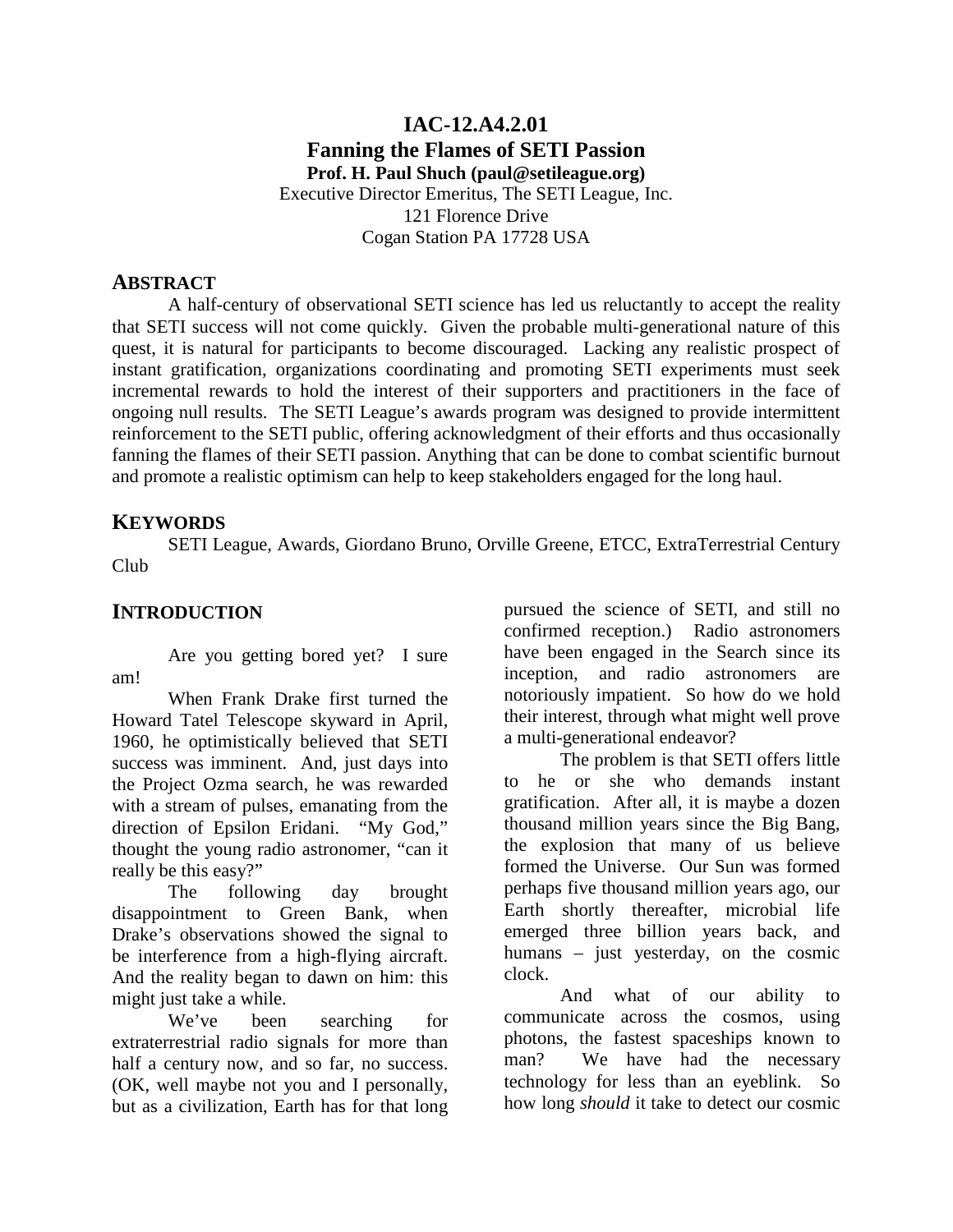# IAC-12.A4.2.01
# Fanning the Flames of SETI Passion

**Prof. H. Paul Shuch (paul@setileague.org)**
Executive Director Emeritus, The SETI League, Inc.
121 Florence Drive
Cogan Station PA 17728 USA

## ABSTRACT

A half-century of observational SETI science has led us reluctantly to accept the reality that SETI success will not come quickly. Given the probable multi-generational nature of this quest, it is natural for participants to become discouraged. Lacking any realistic prospect of instant gratification, organizations coordinating and promoting SETI experiments must seek incremental rewards to hold the interest of their supporters and practitioners in the face of ongoing null results. The SETI League's awards program was designed to provide intermittent reinforcement to the SETI public, offering acknowledgment of their efforts and thus occasionally fanning the flames of their SETI passion. Anything that can be done to combat scientific burnout and promote a realistic optimism can help to keep stakeholders engaged for the long haul.

## KEYWORDS

SETI League, Awards, Giordano Bruno, Orville Greene, ETCC, ExtraTerrestrial Century Club

## INTRODUCTION

Are you getting bored yet? I sure am!

When Frank Drake first turned the Howard Tatel Telescope skyward in April, 1960, he optimistically believed that SETI success was imminent. And, just days into the Project Ozma search, he was rewarded with a stream of pulses, emanating from the direction of Epsilon Eridani. "My God," thought the young radio astronomer, "can it really be this easy?"

The following day brought disappointment to Green Bank, when Drake's observations showed the signal to be interference from a high-flying aircraft. And the reality began to dawn on him: this might just take a while.

We've been searching for extraterrestrial radio signals for more than half a century now, and so far, no success. (OK, well maybe not you and I personally, but as a civilization, Earth has for that long pursued the science of SETI, and still no confirmed reception.) Radio astronomers have been engaged in the Search since its inception, and radio astronomers are notoriously impatient. So how do we hold their interest, through what might well prove a multi-generational endeavor?

The problem is that SETI offers little to he or she who demands instant gratification. After all, it is maybe a dozen thousand million years since the Big Bang, the explosion that many of us believe formed the Universe. Our Sun was formed perhaps five thousand million years ago, our Earth shortly thereafter, microbial life emerged three billion years back, and humans – just yesterday, on the cosmic clock.

And what of our ability to communicate across the cosmos, using photons, the fastest spaceships known to man? We have had the necessary technology for less than an eyeblink. So how long *should* it take to detect our cosmic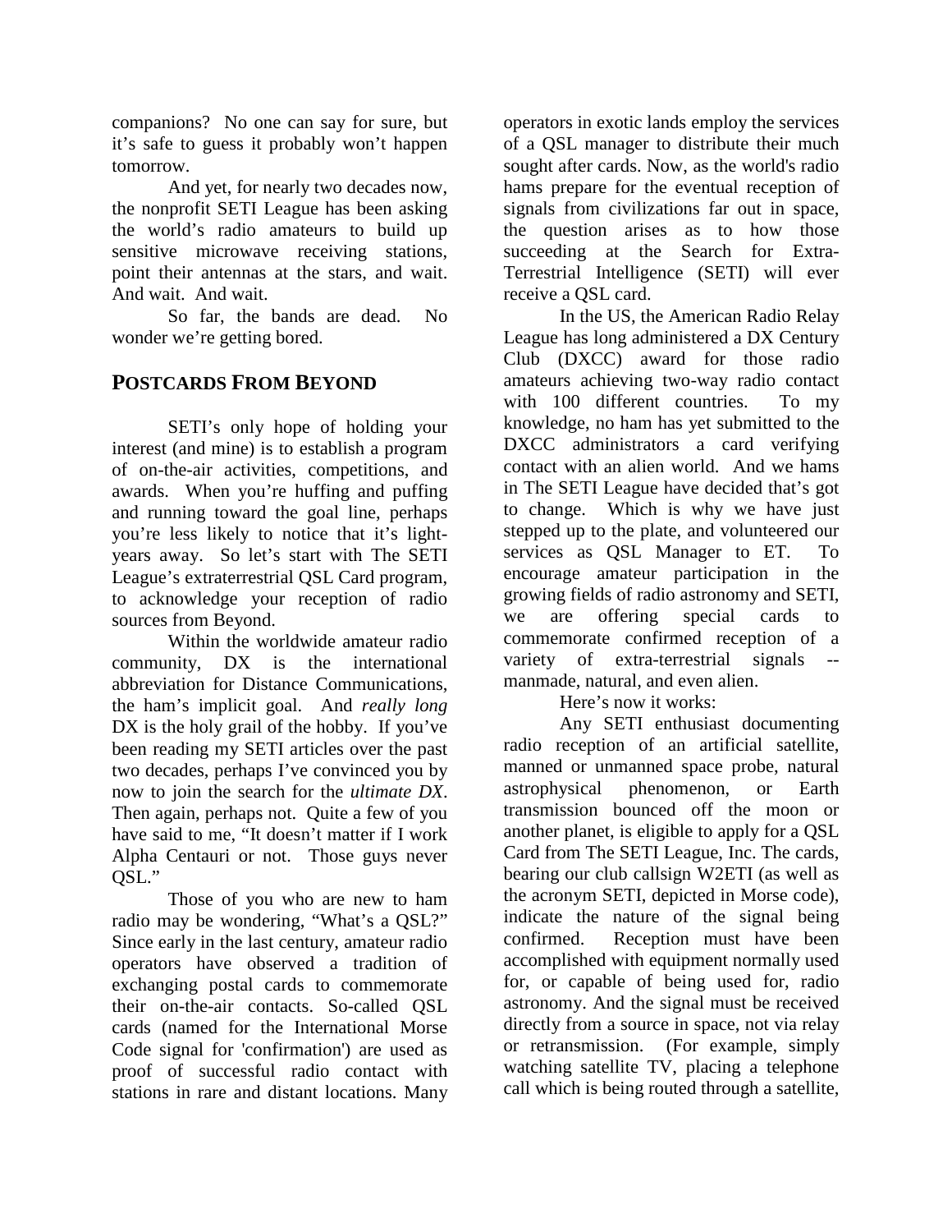companions? No one can say for sure, but it's safe to guess it probably won't happen tomorrow.

And yet, for nearly two decades now, the nonprofit SETI League has been asking the world's radio amateurs to build up sensitive microwave receiving stations, point their antennas at the stars, and wait. And wait. And wait.

So far, the bands are dead. No wonder we're getting bored.

## POSTCARDS FROM BEYOND

SETI's only hope of holding your interest (and mine) is to establish a program of on-the-air activities, competitions, and awards. When you're huffing and puffing and running toward the goal line, perhaps you're less likely to notice that it's light-years away. So let's start with The SETI League's extraterrestrial QSL Card program, to acknowledge your reception of radio sources from Beyond.

Within the worldwide amateur radio community, DX is the international abbreviation for Distance Communications, the ham's implicit goal. And *really long* DX is the holy grail of the hobby. If you've been reading my SETI articles over the past two decades, perhaps I've convinced you by now to join the search for the *ultimate DX*. Then again, perhaps not. Quite a few of you have said to me, "It doesn't matter if I work Alpha Centauri or not. Those guys never QSL."

Those of you who are new to ham radio may be wondering, "What's a QSL?" Since early in the last century, amateur radio operators have observed a tradition of exchanging postal cards to commemorate their on-the-air contacts. So-called QSL cards (named for the International Morse Code signal for 'confirmation') are used as proof of successful radio contact with stations in rare and distant locations. Many operators in exotic lands employ the services of a QSL manager to distribute their much sought after cards. Now, as the world's radio hams prepare for the eventual reception of signals from civilizations far out in space, the question arises as to how those succeeding at the Search for Extra-Terrestrial Intelligence (SETI) will ever receive a QSL card.

In the US, the American Radio Relay League has long administered a DX Century Club (DXCC) award for those radio amateurs achieving two-way radio contact with 100 different countries. To my knowledge, no ham has yet submitted to the DXCC administrators a card verifying contact with an alien world. And we hams in The SETI League have decided that's got to change. Which is why we have just stepped up to the plate, and volunteered our services as QSL Manager to ET. To encourage amateur participation in the growing fields of radio astronomy and SETI, we are offering special cards to commemorate confirmed reception of a variety of extra-terrestrial signals -- manmade, natural, and even alien.

Here's now it works:

Any SETI enthusiast documenting radio reception of an artificial satellite, manned or unmanned space probe, natural astrophysical phenomenon, or Earth transmission bounced off the moon or another planet, is eligible to apply for a QSL Card from The SETI League, Inc. The cards, bearing our club callsign W2ETI (as well as the acronym SETI, depicted in Morse code), indicate the nature of the signal being confirmed. Reception must have been accomplished with equipment normally used for, or capable of being used for, radio astronomy. And the signal must be received directly from a source in space, not via relay or retransmission. (For example, simply watching satellite TV, placing a telephone call which is being routed through a satellite,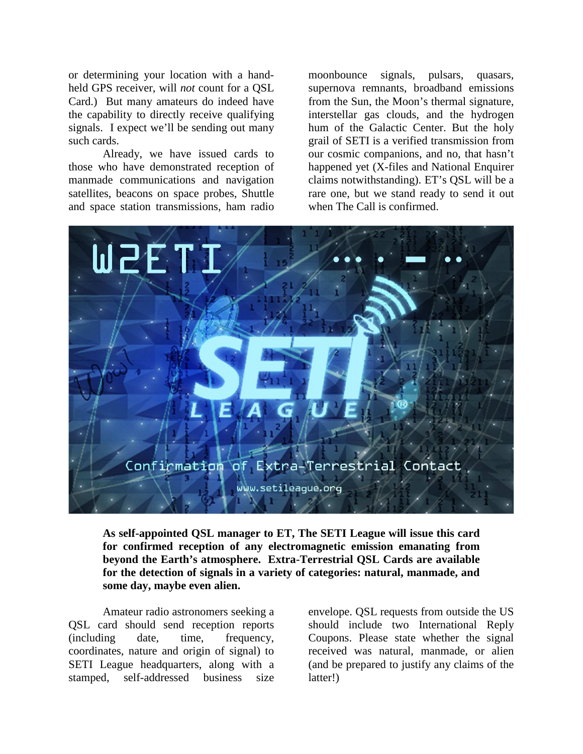or determining your location with a hand-held GPS receiver, will *not* count for a QSL Card.) But many amateurs do indeed have the capability to directly receive qualifying signals. I expect we'll be sending out many such cards.

Already, we have issued cards to those who have demonstrated reception of manmade communications and navigation satellites, beacons on space probes, Shuttle and space station transmissions, ham radio moonbounce signals, pulsars, quasars, supernova remnants, broadband emissions from the Sun, the Moon's thermal signature, interstellar gas clouds, and the hydrogen hum of the Galactic Center. But the holy grail of SETI is a verified transmission from our cosmic companions, and no, that hasn't happened yet (X-files and National Enquirer claims notwithstanding). ET's QSL will be a rare one, but we stand ready to send it out when The Call is confirmed.

**As self-appointed QSL manager to ET, The SETI League will issue this card for confirmed reception of any electromagnetic emission emanating from beyond the Earth's atmosphere. Extra-Terrestrial QSL Cards are available for the detection of signals in a variety of categories: natural, manmade, and some day, maybe even alien.**

Amateur radio astronomers seeking a QSL card should send reception reports (including date, time, frequency, coordinates, nature and origin of signal) to SETI League headquarters, along with a stamped, self-addressed business size envelope. QSL requests from outside the US should include two International Reply Coupons. Please state whether the signal received was natural, manmade, or alien (and be prepared to justify any claims of the latter!)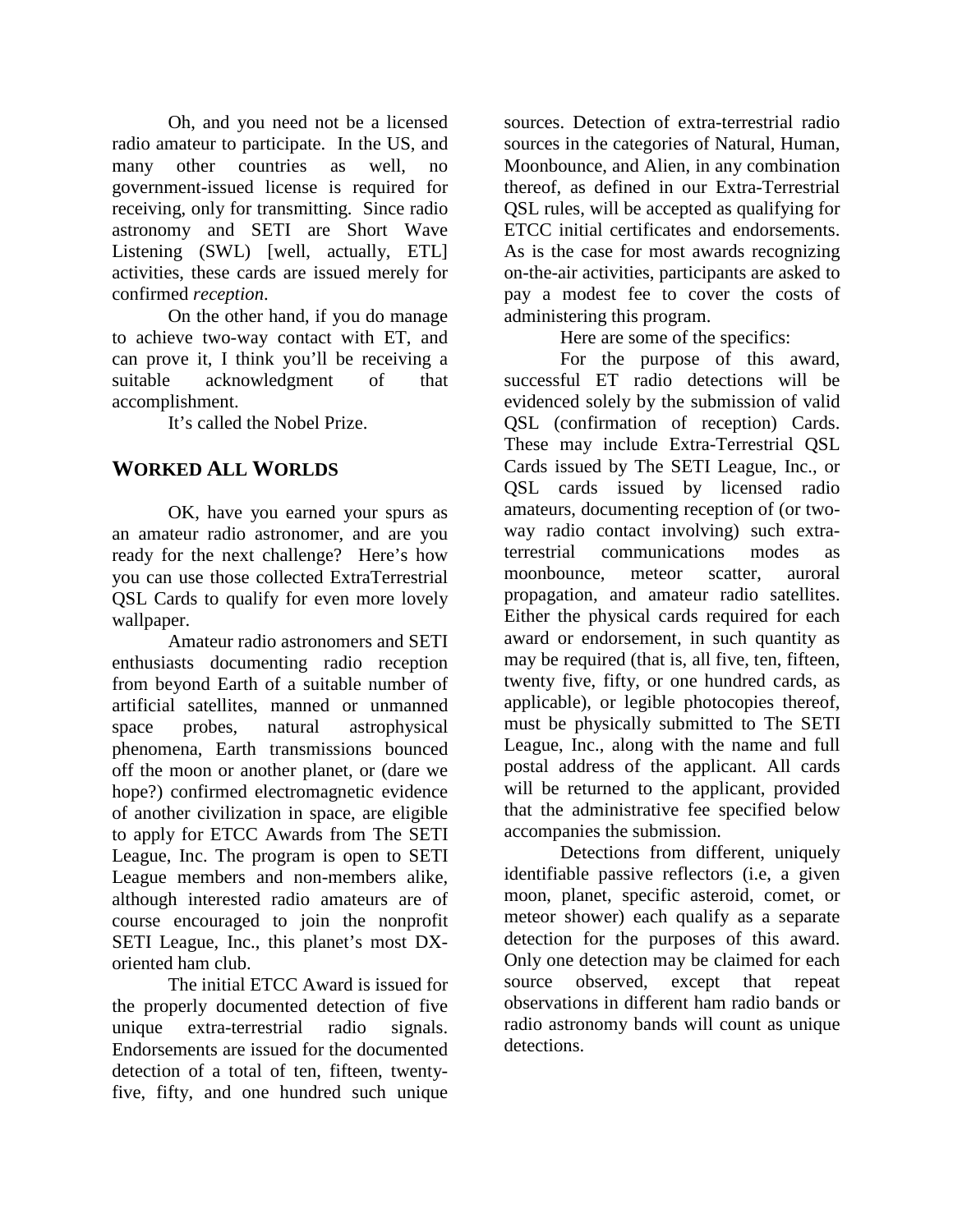Oh, and you need not be a licensed radio amateur to participate. In the US, and many other countries as well, no government-issued license is required for receiving, only for transmitting. Since radio astronomy and SETI are Short Wave Listening (SWL) [well, actually, ETL] activities, these cards are issued merely for confirmed *reception*.

On the other hand, if you do manage to achieve two-way contact with ET, and can prove it, I think you'll be receiving a suitable acknowledgment of that accomplishment.

It's called the Nobel Prize.

## WORKED ALL WORLDS

OK, have you earned your spurs as an amateur radio astronomer, and are you ready for the next challenge? Here's how you can use those collected ExtraTerrestrial QSL Cards to qualify for even more lovely wallpaper.

Amateur radio astronomers and SETI enthusiasts documenting radio reception from beyond Earth of a suitable number of artificial satellites, manned or unmanned space probes, natural astrophysical phenomena, Earth transmissions bounced off the moon or another planet, or (dare we hope?) confirmed electromagnetic evidence of another civilization in space, are eligible to apply for ETCC Awards from The SETI League, Inc. The program is open to SETI League members and non-members alike, although interested radio amateurs are of course encouraged to join the nonprofit SETI League, Inc., this planet's most DX-oriented ham club.

The initial ETCC Award is issued for the properly documented detection of five unique extra-terrestrial radio signals. Endorsements are issued for the documented detection of a total of ten, fifteen, twenty-five, fifty, and one hundred such unique sources. Detection of extra-terrestrial radio sources in the categories of Natural, Human, Moonbounce, and Alien, in any combination thereof, as defined in our Extra-Terrestrial QSL rules, will be accepted as qualifying for ETCC initial certificates and endorsements. As is the case for most awards recognizing on-the-air activities, participants are asked to pay a modest fee to cover the costs of administering this program.

Here are some of the specifics:

For the purpose of this award, successful ET radio detections will be evidenced solely by the submission of valid QSL (confirmation of reception) Cards. These may include Extra-Terrestrial QSL Cards issued by The SETI League, Inc., or QSL cards issued by licensed radio amateurs, documenting reception of (or two-way radio contact involving) such extra-terrestrial communications modes as moonbounce, meteor scatter, auroral propagation, and amateur radio satellites. Either the physical cards required for each award or endorsement, in such quantity as may be required (that is, all five, ten, fifteen, twenty five, fifty, or one hundred cards, as applicable), or legible photocopies thereof, must be physically submitted to The SETI League, Inc., along with the name and full postal address of the applicant. All cards will be returned to the applicant, provided that the administrative fee specified below accompanies the submission.

Detections from different, uniquely identifiable passive reflectors (i.e, a given moon, planet, specific asteroid, comet, or meteor shower) each qualify as a separate detection for the purposes of this award. Only one detection may be claimed for each source observed, except that repeat observations in different ham radio bands or radio astronomy bands will count as unique detections.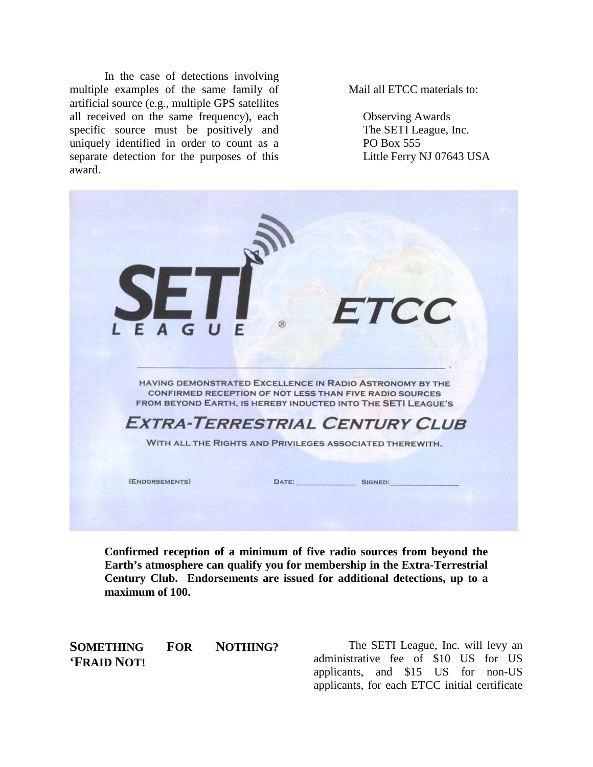In the case of detections involving multiple examples of the same family of artificial source (e.g., multiple GPS satellites all received on the same frequency), each specific source must be positively and uniquely identified in order to count as a separate detection for the purposes of this award.

Mail all ETCC materials to:

Observing Awards
The SETI League, Inc.
PO Box 555
Little Ferry NJ 07643 USA

SETI LEAGUE ® ETCC

HAVING DEMONSTRATED EXCELLENCE IN RADIO ASTRONOMY BY THE CONFIRMED RECEPTION OF NOT LESS THAN FIVE RADIO SOURCES FROM BEYOND EARTH, IS HEREBY INDUCTED INTO THE SETI LEAGUE'S

EXTRA-TERRESTRIAL CENTURY CLUB

WITH ALL THE RIGHTS AND PRIVILEGES ASSOCIATED THEREWITH.

{ENDORSEMENTS} DATE: ____________ SIGNED: ______________

**Confirmed reception of a minimum of five radio sources from beyond the Earth's atmosphere can qualify you for membership in the Extra-Terrestrial Century Club. Endorsements are issued for additional detections, up to a maximum of 100.**

## SOMETHING FOR NOTHING? 'FRAID NOT!

The SETI League, Inc. will levy an administrative fee of $10 US for US applicants, and $15 US for non-US applicants, for each ETCC initial certificate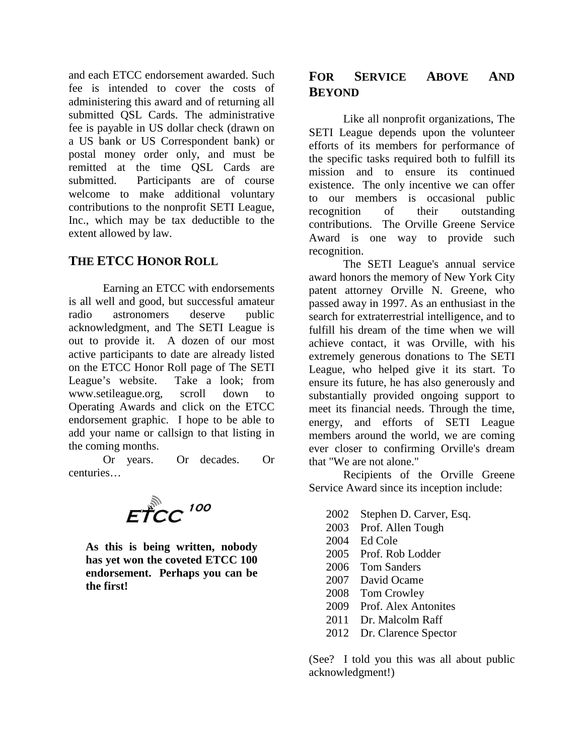and each ETCC endorsement awarded. Such fee is intended to cover the costs of administering this award and of returning all submitted QSL Cards. The administrative fee is payable in US dollar check (drawn on a US bank or US Correspondent bank) or postal money order only, and must be remitted at the time QSL Cards are submitted. Participants are of course welcome to make additional voluntary contributions to the nonprofit SETI League, Inc., which may be tax deductible to the extent allowed by law.

## THE ETCC HONOR ROLL

Earning an ETCC with endorsements is all well and good, but successful amateur radio astronomers deserve public acknowledgment, and The SETI League is out to provide it. A dozen of our most active participants to date are already listed on the ETCC Honor Roll page of The SETI League's website. Take a look; from www.setileague.org, scroll down to Operating Awards and click on the ETCC endorsement graphic. I hope to be able to add your name or callsign to that listing in the coming months.

Or years. Or decades. Or centuries…

ETCC 100

**As this is being written, nobody has yet won the coveted ETCC 100 endorsement. Perhaps you can be the first!**

## FOR SERVICE ABOVE AND BEYOND

Like all nonprofit organizations, The SETI League depends upon the volunteer efforts of its members for performance of the specific tasks required both to fulfill its mission and to ensure its continued existence. The only incentive we can offer to our members is occasional public recognition of their outstanding contributions. The Orville Greene Service Award is one way to provide such recognition.

The SETI League's annual service award honors the memory of New York City patent attorney Orville N. Greene, who passed away in 1997. As an enthusiast in the search for extraterrestrial intelligence, and to fulfill his dream of the time when we will achieve contact, it was Orville, with his extremely generous donations to The SETI League, who helped give it its start. To ensure its future, he has also generously and substantially provided ongoing support to meet its financial needs. Through the time, energy, and efforts of SETI League members around the world, we are coming ever closer to confirming Orville's dream that "We are not alone."

Recipients of the Orville Greene Service Award since its inception include:

2002 Stephen D. Carver, Esq.
2003 Prof. Allen Tough
2004 Ed Cole
2005 Prof. Rob Lodder
2006 Tom Sanders
2007 David Ocame
2008 Tom Crowley
2009 Prof. Alex Antonites
2011 Dr. Malcolm Raff
2012 Dr. Clarence Spector

(See? I told you this was all about public acknowledgment!)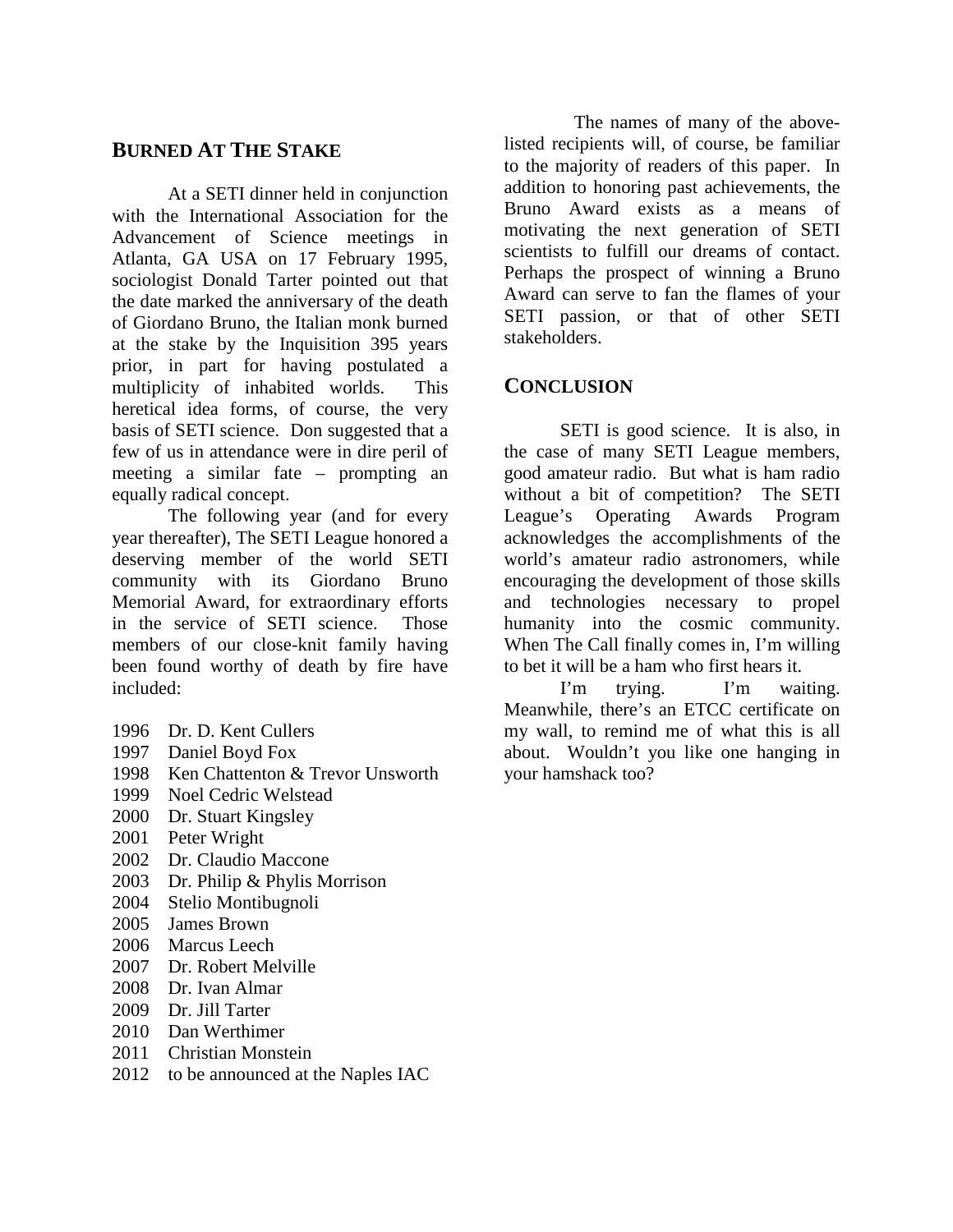## BURNED AT THE STAKE

At a SETI dinner held in conjunction with the International Association for the Advancement of Science meetings in Atlanta, GA USA on 17 February 1995, sociologist Donald Tarter pointed out that the date marked the anniversary of the death of Giordano Bruno, the Italian monk burned at the stake by the Inquisition 395 years prior, in part for having postulated a multiplicity of inhabited worlds. This heretical idea forms, of course, the very basis of SETI science. Don suggested that a few of us in attendance were in dire peril of meeting a similar fate – prompting an equally radical concept.

The following year (and for every year thereafter), The SETI League honored a deserving member of the world SETI community with its Giordano Bruno Memorial Award, for extraordinary efforts in the service of SETI science. Those members of our close-knit family having been found worthy of death by fire have included:

1996 Dr. D. Kent Cullers
1997 Daniel Boyd Fox
1998 Ken Chattenton & Trevor Unsworth
1999 Noel Cedric Welstead
2000 Dr. Stuart Kingsley
2001 Peter Wright
2002 Dr. Claudio Maccone
2003 Dr. Philip & Phylis Morrison
2004 Stelio Montibugnoli
2005 James Brown
2006 Marcus Leech
2007 Dr. Robert Melville
2008 Dr. Ivan Almar
2009 Dr. Jill Tarter
2010 Dan Werthimer
2011 Christian Monstein
2012 to be announced at the Naples IAC

The names of many of the above-listed recipients will, of course, be familiar to the majority of readers of this paper. In addition to honoring past achievements, the Bruno Award exists as a means of motivating the next generation of SETI scientists to fulfill our dreams of contact. Perhaps the prospect of winning a Bruno Award can serve to fan the flames of your SETI passion, or that of other SETI stakeholders.

## CONCLUSION

SETI is good science. It is also, in the case of many SETI League members, good amateur radio. But what is ham radio without a bit of competition? The SETI League's Operating Awards Program acknowledges the accomplishments of the world's amateur radio astronomers, while encouraging the development of those skills and technologies necessary to propel humanity into the cosmic community. When The Call finally comes in, I'm willing to bet it will be a ham who first hears it.

I'm trying. I'm waiting. Meanwhile, there's an ETCC certificate on my wall, to remind me of what this is all about. Wouldn't you like one hanging in your hamshack too?